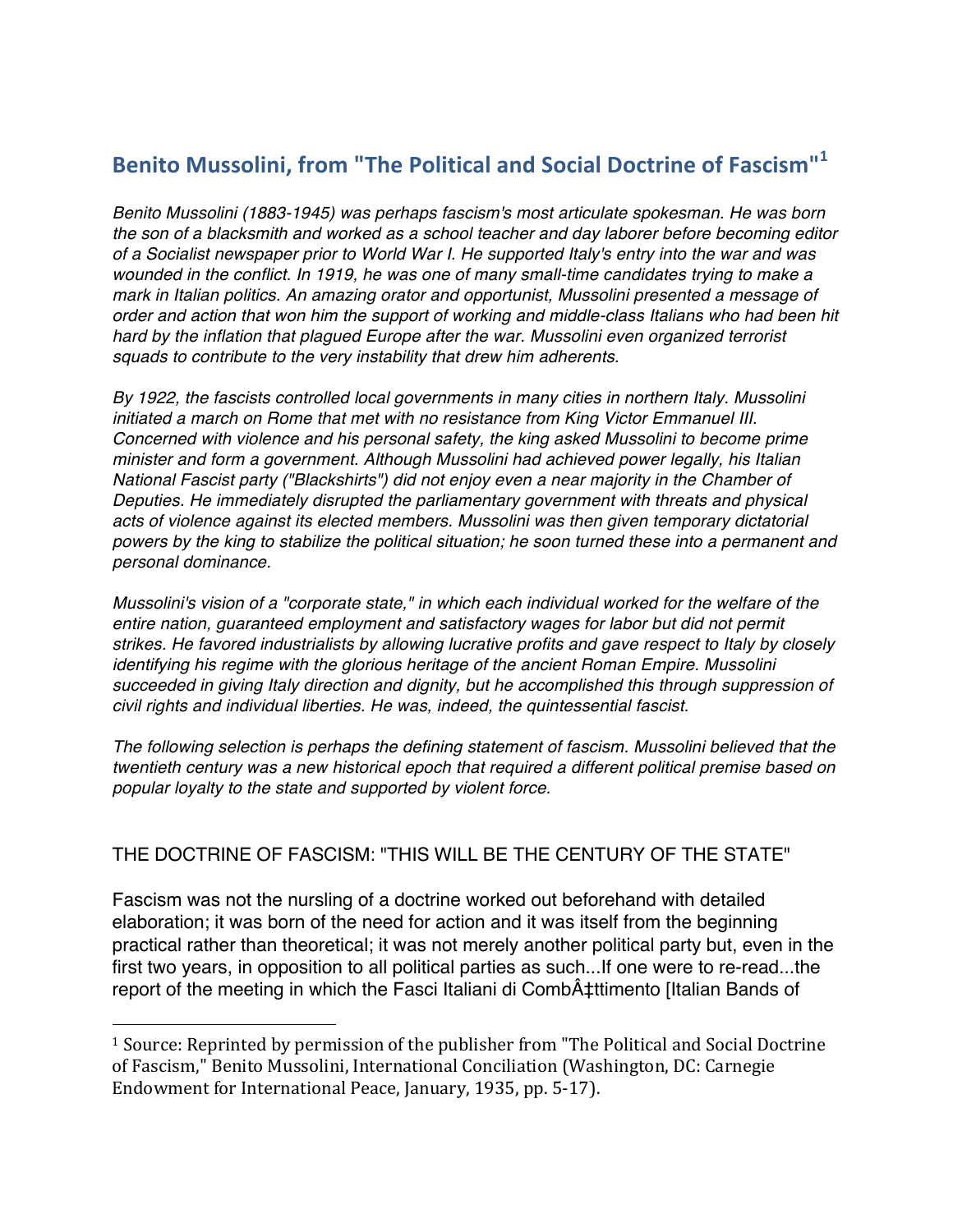## Benito Mussolini, from "The Political and Social Doctrine of Fascism"[1]

*Benito Mussolini (1883-1945) was perhaps fascism's most articulate spokesman. He was born the son of a blacksmith and worked as a school teacher and day laborer before becoming editor of a Socialist newspaper prior to World War I. He supported Italy's entry into the war and was wounded in the conflict. In 1919, he was one of many small-time candidates trying to make a mark in Italian politics. An amazing orator and opportunist, Mussolini presented a message of order and action that won him the support of working and middle-class Italians who had been hit hard by the inflation that plagued Europe after the war. Mussolini even organized terrorist squads to contribute to the very instability that drew him adherents.*

*By 1922, the fascists controlled local governments in many cities in northern Italy. Mussolini initiated a march on Rome that met with no resistance from King Victor Emmanuel III. Concerned with violence and his personal safety, the king asked Mussolini to become prime minister and form a government. Although Mussolini had achieved power legally, his Italian National Fascist party ("Blackshirts") did not enjoy even a near majority in the Chamber of Deputies. He immediately disrupted the parliamentary government with threats and physical acts of violence against its elected members. Mussolini was then given temporary dictatorial powers by the king to stabilize the political situation; he soon turned these into a permanent and personal dominance.*

*Mussolini's vision of a "corporate state," in which each individual worked for the welfare of the entire nation, guaranteed employment and satisfactory wages for labor but did not permit strikes. He favored industrialists by allowing lucrative profits and gave respect to Italy by closely identifying his regime with the glorious heritage of the ancient Roman Empire. Mussolini succeeded in giving Italy direction and dignity, but he accomplished this through suppression of civil rights and individual liberties. He was, indeed, the quintessential fascist.*

*The following selection is perhaps the defining statement of fascism. Mussolini believed that the twentieth century was a new historical epoch that required a different political premise based on popular loyalty to the state and supported by violent force.*

THE DOCTRINE OF FASCISM: "THIS WILL BE THE CENTURY OF THE STATE"

Fascism was not the nursling of a doctrine worked out beforehand with detailed elaboration; it was born of the need for action and it was itself from the beginning practical rather than theoretical; it was not merely another political party but, even in the first two years, in opposition to all political parties as such...If one were to re-read...the report of the meeting in which the Fasci Italiani di CombÂ‡ttimento [Italian Bands of

[1] Source: Reprinted by permission of the publisher from "The Political and Social Doctrine of Fascism," Benito Mussolini, International Conciliation (Washington, DC: Carnegie Endowment for International Peace, January, 1935, pp. 5-17).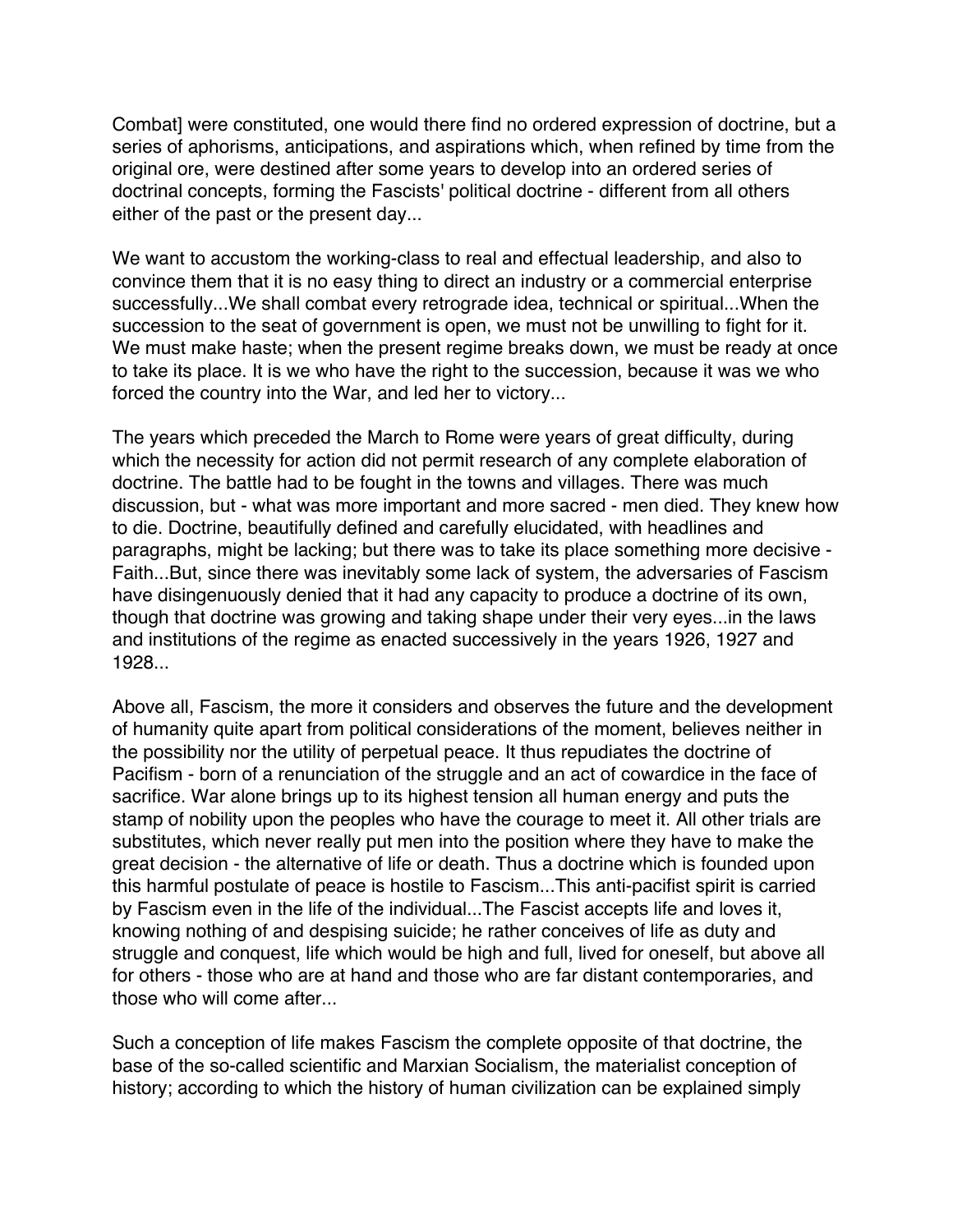Combat] were constituted, one would there find no ordered expression of doctrine, but a series of aphorisms, anticipations, and aspirations which, when refined by time from the original ore, were destined after some years to develop into an ordered series of doctrinal concepts, forming the Fascists' political doctrine - different from all others either of the past or the present day...

We want to accustom the working-class to real and effectual leadership, and also to convince them that it is no easy thing to direct an industry or a commercial enterprise successfully...We shall combat every retrograde idea, technical or spiritual...When the succession to the seat of government is open, we must not be unwilling to fight for it. We must make haste; when the present regime breaks down, we must be ready at once to take its place. It is we who have the right to the succession, because it was we who forced the country into the War, and led her to victory...

The years which preceded the March to Rome were years of great difficulty, during which the necessity for action did not permit research of any complete elaboration of doctrine. The battle had to be fought in the towns and villages. There was much discussion, but - what was more important and more sacred - men died. They knew how to die. Doctrine, beautifully defined and carefully elucidated, with headlines and paragraphs, might be lacking; but there was to take its place something more decisive - Faith...But, since there was inevitably some lack of system, the adversaries of Fascism have disingenuously denied that it had any capacity to produce a doctrine of its own, though that doctrine was growing and taking shape under their very eyes...in the laws and institutions of the regime as enacted successively in the years 1926, 1927 and 1928...

Above all, Fascism, the more it considers and observes the future and the development of humanity quite apart from political considerations of the moment, believes neither in the possibility nor the utility of perpetual peace. It thus repudiates the doctrine of Pacifism - born of a renunciation of the struggle and an act of cowardice in the face of sacrifice. War alone brings up to its highest tension all human energy and puts the stamp of nobility upon the peoples who have the courage to meet it. All other trials are substitutes, which never really put men into the position where they have to make the great decision - the alternative of life or death. Thus a doctrine which is founded upon this harmful postulate of peace is hostile to Fascism...This anti-pacifist spirit is carried by Fascism even in the life of the individual...The Fascist accepts life and loves it, knowing nothing of and despising suicide; he rather conceives of life as duty and struggle and conquest, life which would be high and full, lived for oneself, but above all for others - those who are at hand and those who are far distant contemporaries, and those who will come after...

Such a conception of life makes Fascism the complete opposite of that doctrine, the base of the so-called scientific and Marxian Socialism, the materialist conception of history; according to which the history of human civilization can be explained simply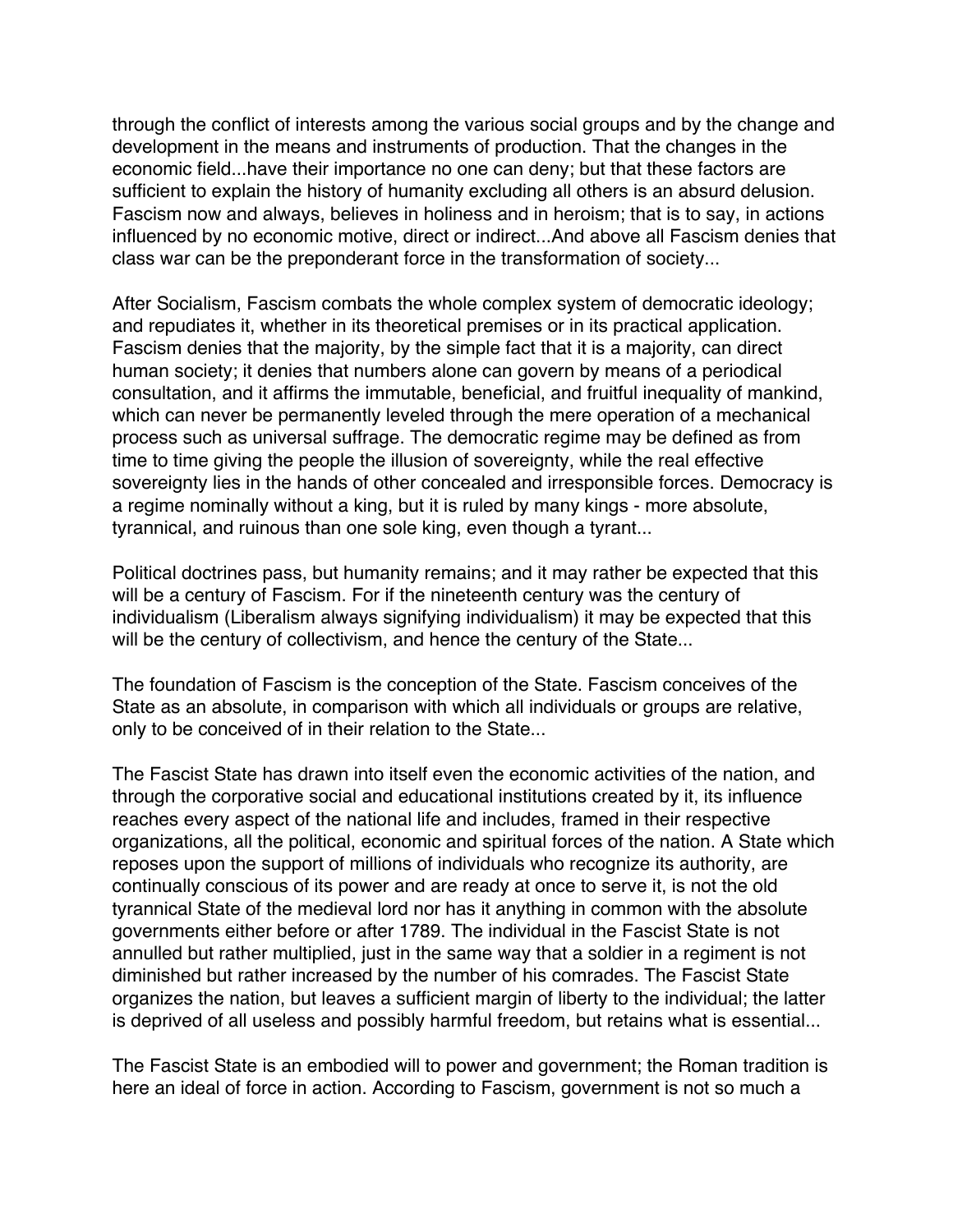through the conflict of interests among the various social groups and by the change and development in the means and instruments of production. That the changes in the economic field...have their importance no one can deny; but that these factors are sufficient to explain the history of humanity excluding all others is an absurd delusion. Fascism now and always, believes in holiness and in heroism; that is to say, in actions influenced by no economic motive, direct or indirect...And above all Fascism denies that class war can be the preponderant force in the transformation of society...

After Socialism, Fascism combats the whole complex system of democratic ideology; and repudiates it, whether in its theoretical premises or in its practical application. Fascism denies that the majority, by the simple fact that it is a majority, can direct human society; it denies that numbers alone can govern by means of a periodical consultation, and it affirms the immutable, beneficial, and fruitful inequality of mankind, which can never be permanently leveled through the mere operation of a mechanical process such as universal suffrage. The democratic regime may be defined as from time to time giving the people the illusion of sovereignty, while the real effective sovereignty lies in the hands of other concealed and irresponsible forces. Democracy is a regime nominally without a king, but it is ruled by many kings - more absolute, tyrannical, and ruinous than one sole king, even though a tyrant...

Political doctrines pass, but humanity remains; and it may rather be expected that this will be a century of Fascism. For if the nineteenth century was the century of individualism (Liberalism always signifying individualism) it may be expected that this will be the century of collectivism, and hence the century of the State...

The foundation of Fascism is the conception of the State. Fascism conceives of the State as an absolute, in comparison with which all individuals or groups are relative, only to be conceived of in their relation to the State...

The Fascist State has drawn into itself even the economic activities of the nation, and through the corporative social and educational institutions created by it, its influence reaches every aspect of the national life and includes, framed in their respective organizations, all the political, economic and spiritual forces of the nation. A State which reposes upon the support of millions of individuals who recognize its authority, are continually conscious of its power and are ready at once to serve it, is not the old tyrannical State of the medieval lord nor has it anything in common with the absolute governments either before or after 1789. The individual in the Fascist State is not annulled but rather multiplied, just in the same way that a soldier in a regiment is not diminished but rather increased by the number of his comrades. The Fascist State organizes the nation, but leaves a sufficient margin of liberty to the individual; the latter is deprived of all useless and possibly harmful freedom, but retains what is essential...

The Fascist State is an embodied will to power and government; the Roman tradition is here an ideal of force in action. According to Fascism, government is not so much a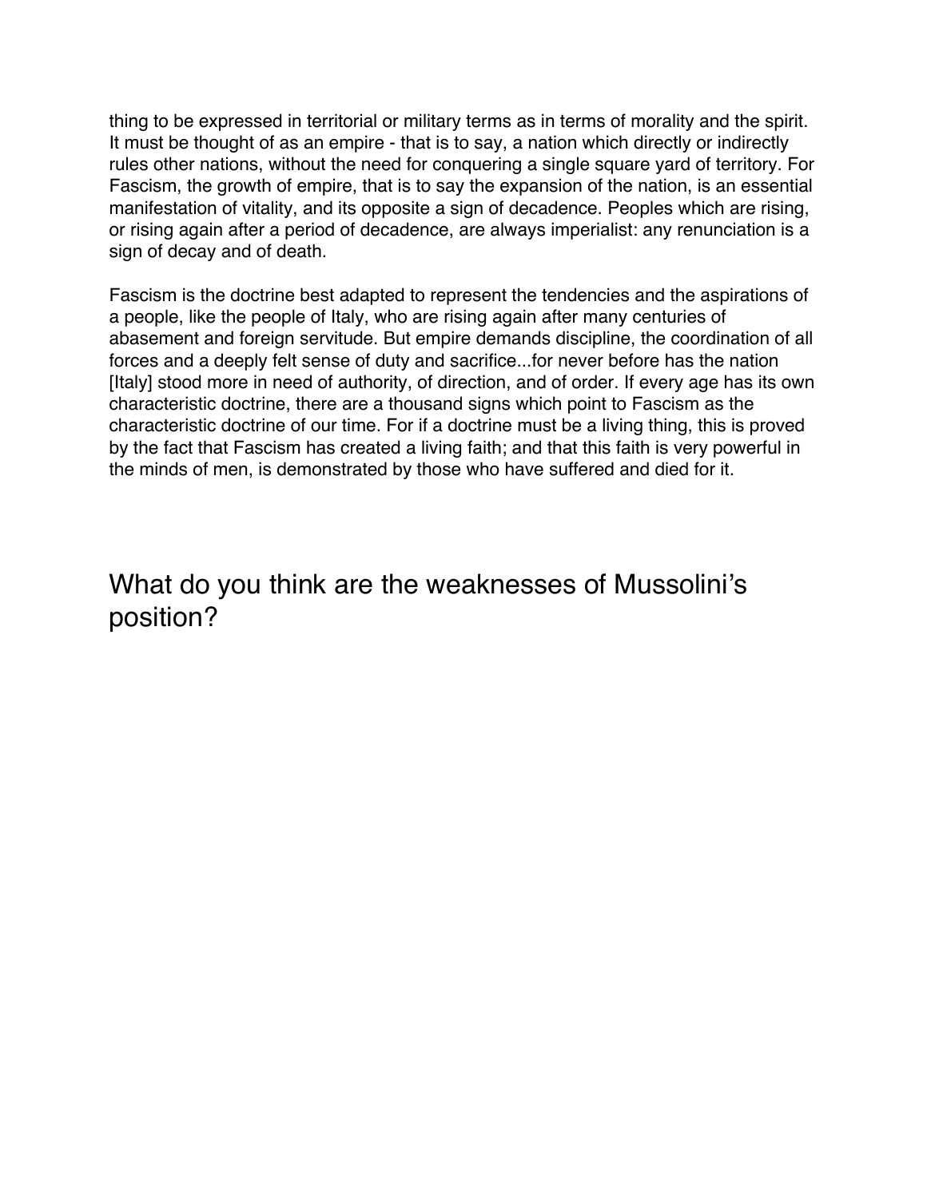thing to be expressed in territorial or military terms as in terms of morality and the spirit. It must be thought of as an empire - that is to say, a nation which directly or indirectly rules other nations, without the need for conquering a single square yard of territory. For Fascism, the growth of empire, that is to say the expansion of the nation, is an essential manifestation of vitality, and its opposite a sign of decadence. Peoples which are rising, or rising again after a period of decadence, are always imperialist: any renunciation is a sign of decay and of death.

Fascism is the doctrine best adapted to represent the tendencies and the aspirations of a people, like the people of Italy, who are rising again after many centuries of abasement and foreign servitude. But empire demands discipline, the coordination of all forces and a deeply felt sense of duty and sacrifice...for never before has the nation [Italy] stood more in need of authority, of direction, and of order. If every age has its own characteristic doctrine, there are a thousand signs which point to Fascism as the characteristic doctrine of our time. For if a doctrine must be a living thing, this is proved by the fact that Fascism has created a living faith; and that this faith is very powerful in the minds of men, is demonstrated by those who have suffered and died for it.

## What do you think are the weaknesses of Mussolini's position?